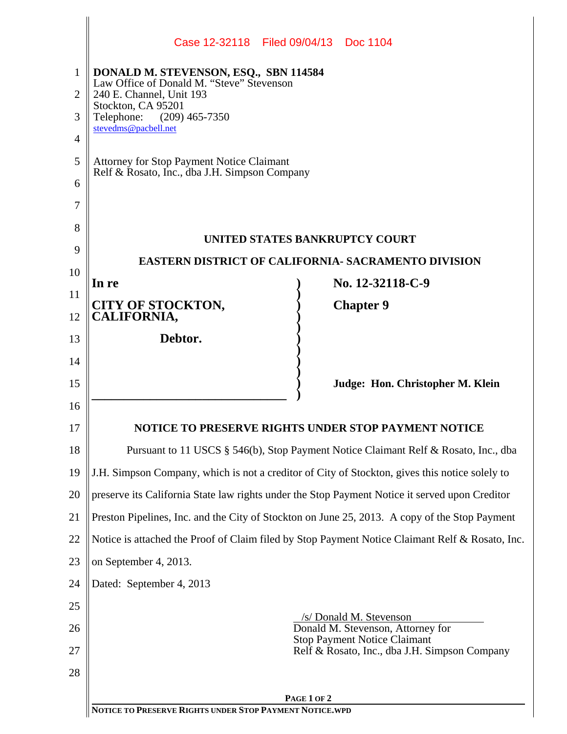Case 12-32118 Filed 09/04/13 Doc 1104

**DONALD M. STEVENSON, ESQ., SBN 114584**
Law Office of Donald M. "Steve" Stevenson
240 E. Channel, Unit 193
Stockton, CA 95201
Telephone: (209) 465-7350
stevedms@pacbell.net

Attorney for Stop Payment Notice Claimant
Relf & Rosato, Inc., dba J.H. Simpson Company

**UNITED STATES BANKRUPTCY COURT**

**EASTERN DISTRICT OF CALIFORNIA- SACRAMENTO DIVISION**

| | |
|---|---|
| **In re** | **No. 12-32118-C-9** |
| **CITY OF STOCKTON, CALIFORNIA,** | **Chapter 9** |
| **Debtor.** | |
| | **Judge: Hon. Christopher M. Klein** |

**NOTICE TO PRESERVE RIGHTS UNDER STOP PAYMENT NOTICE**

Pursuant to 11 USCS § 546(b), Stop Payment Notice Claimant Relf & Rosato, Inc., dba J.H. Simpson Company, which is not a creditor of City of Stockton, gives this notice solely to preserve its California State law rights under the Stop Payment Notice it served upon Creditor Preston Pipelines, Inc. and the City of Stockton on June 25, 2013. A copy of the Stop Payment Notice is attached the Proof of Claim filed by Stop Payment Notice Claimant Relf & Rosato, Inc. on September 4, 2013.

Dated: September 4, 2013

/s/ Donald M. Stevenson
Donald M. Stevenson, Attorney for
Stop Payment Notice Claimant
Relf & Rosato, Inc., dba J.H. Simpson Company

NOTICE TO PRESERVE RIGHTS UNDER STOP PAYMENT NOTICE.WPD